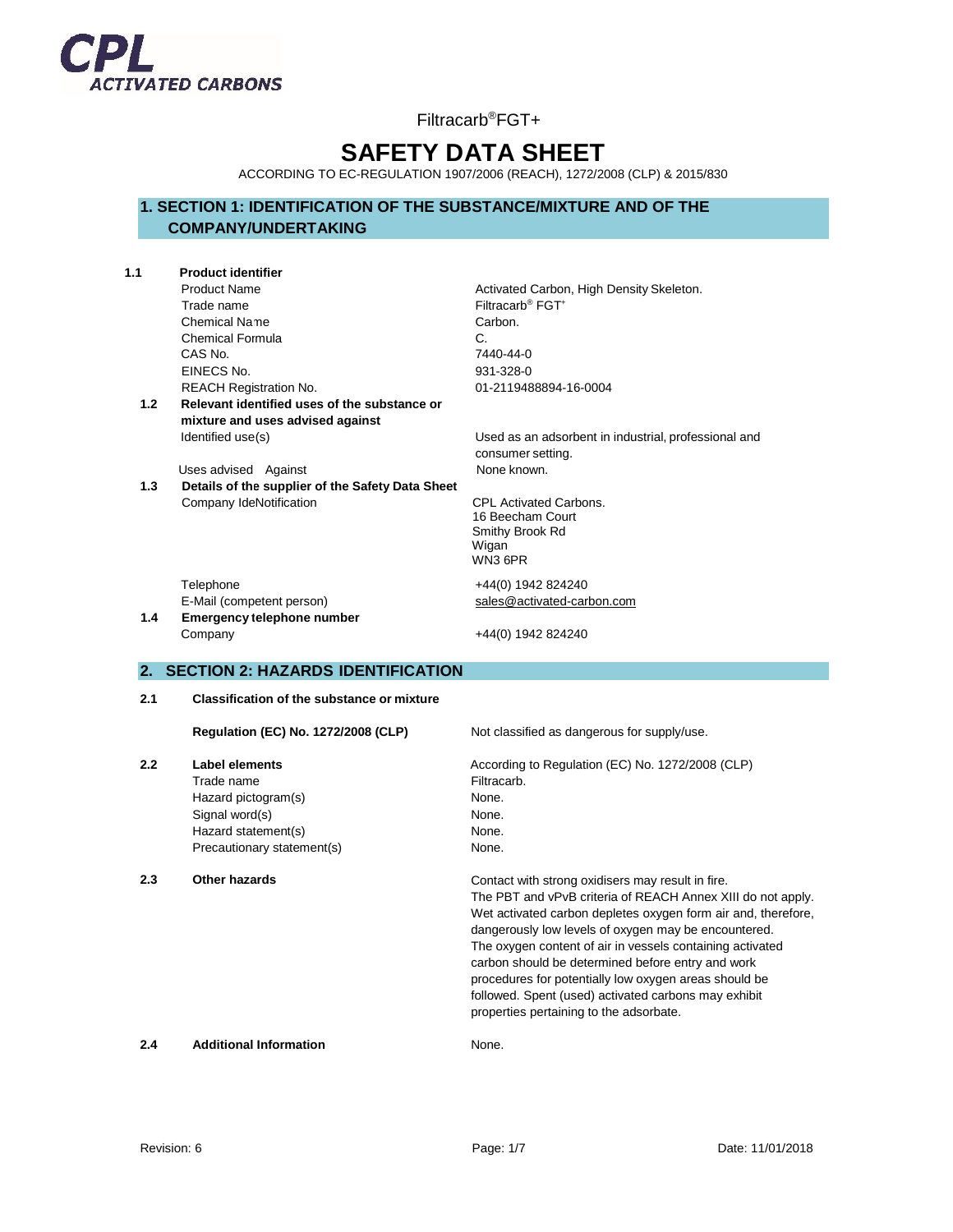CPL
ACTIVATED CARBONS

Filtracarb®FGT+

# SAFETY DATA SHEET

ACCORDING TO EC-REGULATION 1907/2006 (REACH), 1272/2008 (CLP) & 2015/830

## 1. SECTION 1: IDENTIFICATION OF THE SUBSTANCE/MIXTURE AND OF THE COMPANY/UNDERTAKING

| | | |
|---|---|---|
| **1.1** | **Product identifier** | |
| | Product Name | Activated Carbon, High Density Skeleton. |
| | Trade name | Filtracarb® FGT+ |
| | Chemical Name | Carbon. |
| | Chemical Formula | C. |
| | CAS No. | 7440-44-0 |
| | EINECS No. | 931-328-0 |
| | REACH Registration No. | 01-2119488894-16-0004 |
| **1.2** | **Relevant identified uses of the substance or mixture and uses advised against** | |
| | Identified use(s) | Used as an adsorbent in industrial, professional and consumer setting. |
| | Uses advised Against | None known. |
| **1.3** | **Details of the supplier of the Safety Data Sheet** | |
| | Company IdeNotification | CPL Activated Carbons.<br>16 Beecham Court<br>Smithy Brook Rd<br>Wigan<br>WN3 6PR |
| | Telephone | +44(0) 1942 824240 |
| | E-Mail (competent person) | sales@activated-carbon.com |
| **1.4** | **Emergency telephone number** | |
| | Company | +44(0) 1942 824240 |

## 2. SECTION 2: HAZARDS IDENTIFICATION

| | | |
|---|---|---|
| **2.1** | **Classification of the substance or mixture** | |
| | **Regulation (EC) No. 1272/2008 (CLP)** | Not classified as dangerous for supply/use. |
| **2.2** | **Label elements** | According to Regulation (EC) No. 1272/2008 (CLP) |
| | Trade name | Filtracarb. |
| | Hazard pictogram(s) | None. |
| | Signal word(s) | None. |
| | Hazard statement(s) | None. |
| | Precautionary statement(s) | None. |
| **2.3** | **Other hazards** | Contact with strong oxidisers may result in fire.<br>The PBT and vPvB criteria of REACH Annex XIII do not apply.<br>Wet activated carbon depletes oxygen form air and, therefore, dangerously low levels of oxygen may be encountered. The oxygen content of air in vessels containing activated carbon should be determined before entry and work procedures for potentially low oxygen areas should be followed. Spent (used) activated carbons may exhibit properties pertaining to the adsorbate. |
| **2.4** | **Additional Information** | None. |

Revision: 6 Date: 11/01/2018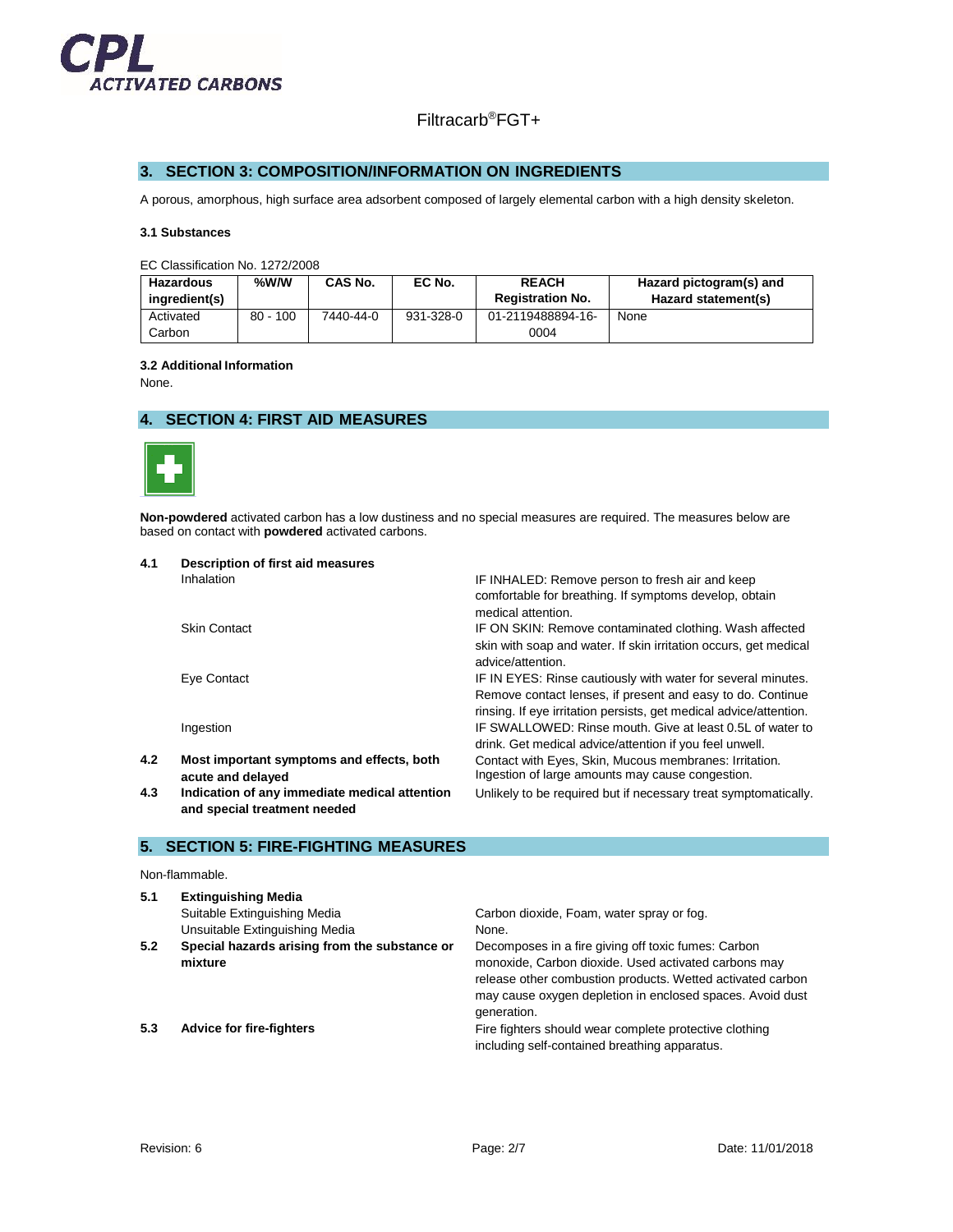## 3. SECTION 3: COMPOSITION/INFORMATION ON INGREDIENTS

A porous, amorphous, high surface area adsorbent composed of largely elemental carbon with a high density skeleton.

### 3.1 Substances

EC Classification No. 1272/2008

| Hazardous ingredient(s) | %W/W | CAS No. | EC No. | REACH Registration No. | Hazard pictogram(s) and Hazard statement(s) |
|---|---|---|---|---|---|
| Activated Carbon | 80 - 100 | 7440-44-0 | 931-328-0 | 01-2119488894-16-0004 | None |

### 3.2 Additional Information

None.

## 4. SECTION 4: FIRST AID MEASURES

**Non-powdered** activated carbon has a low dustiness and no special measures are required. The measures below are based on contact with **powdered** activated carbons.

**4.1 Description of first aid measures**

| | |
|---|---|
| Inhalation | IF INHALED: Remove person to fresh air and keep comfortable for breathing. If symptoms develop, obtain medical attention. |
| Skin Contact | IF ON SKIN: Remove contaminated clothing. Wash affected skin with soap and water. If skin irritation occurs, get medical advice/attention. |
| Eye Contact | IF IN EYES: Rinse cautiously with water for several minutes. Remove contact lenses, if present and easy to do. Continue rinsing. If eye irritation persists, get medical advice/attention. |
| Ingestion | IF SWALLOWED: Rinse mouth. Give at least 0.5L of water to drink. Get medical advice/attention if you feel unwell. |

**4.2 Most important symptoms and effects, both acute and delayed**
Contact with Eyes, Skin, Mucous membranes: Irritation. Ingestion of large amounts may cause congestion.

**4.3 Indication of any immediate medical attention and special treatment needed**
Unlikely to be required but if necessary treat symptomatically.

## 5. SECTION 5: FIRE-FIGHTING MEASURES

Non-flammable.

**5.1 Extinguishing Media**

| | |
|---|---|
| Suitable Extinguishing Media | Carbon dioxide, Foam, water spray or fog. |
| Unsuitable Extinguishing Media | None. |

**5.2 Special hazards arising from the substance or mixture**
Decomposes in a fire giving off toxic fumes: Carbon monoxide, Carbon dioxide. Used activated carbons may release other combustion products. Wetted activated carbon may cause oxygen depletion in enclosed spaces. Avoid dust generation.

**5.3 Advice for fire-fighters**
Fire fighters should wear complete protective clothing including self-contained breathing apparatus.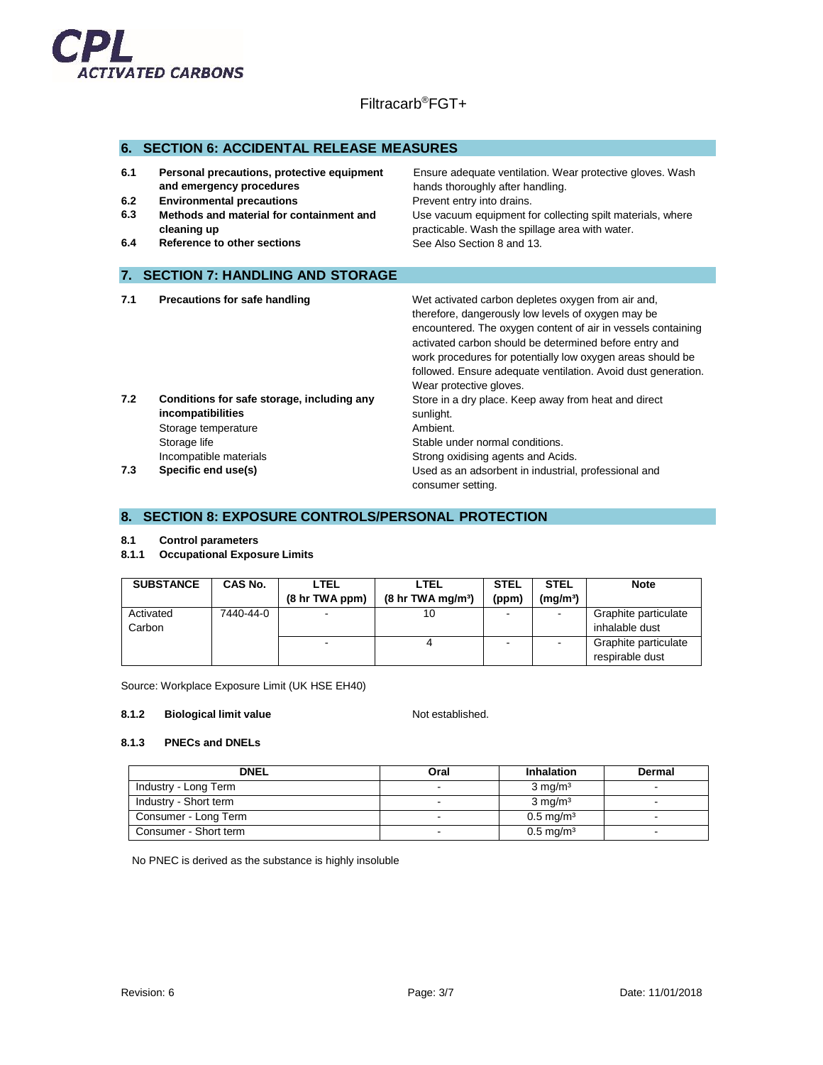Filtracarb®FGT+

## 6. SECTION 6: ACCIDENTAL RELEASE MEASURES

**6.1 Personal precautions, protective equipment and emergency procedures** — Ensure adequate ventilation. Wear protective gloves. Wash hands thoroughly after handling.

**6.2 Environmental precautions** — Prevent entry into drains.

**6.3 Methods and material for containment and cleaning up** — Use vacuum equipment for collecting spilt materials, where practicable. Wash the spillage area with water.

**6.4 Reference to other sections** — See Also Section 8 and 13.

## 7. SECTION 7: HANDLING AND STORAGE

**7.1 Precautions for safe handling** — Wet activated carbon depletes oxygen from air and, therefore, dangerously low levels of oxygen may be encountered. The oxygen content of air in vessels containing activated carbon should be determined before entry and work procedures for potentially low oxygen areas should be followed. Ensure adequate ventilation. Avoid dust generation. Wear protective gloves.

**7.2 Conditions for safe storage, including any incompatibilities** — Store in a dry place. Keep away from heat and direct sunlight.

Storage temperature — Ambient.

Storage life — Stable under normal conditions.

Incompatible materials — Strong oxidising agents and Acids.

**7.3 Specific end use(s)** — Used as an adsorbent in industrial, professional and consumer setting.

## 8. SECTION 8: EXPOSURE CONTROLS/PERSONAL PROTECTION

**8.1 Control parameters**

**8.1.1 Occupational Exposure Limits**

| SUBSTANCE | CAS No. | LTEL (8 hr TWA ppm) | LTEL (8 hr TWA mg/m³) | STEL (ppm) | STEL (mg/m³) | Note |
|---|---|---|---|---|---|---|
| Activated Carbon | 7440-44-0 | - | 10 | - | - | Graphite particulate inhalable dust |
| | | - | 4 | - | - | Graphite particulate respirable dust |

Source: Workplace Exposure Limit (UK HSE EH40)

**8.1.2 Biological limit value** — Not established.

**8.1.3 PNECs and DNELs**

| DNEL | Oral | Inhalation | Dermal |
|---|---|---|---|
| Industry - Long Term | - | 3 mg/m³ | - |
| Industry - Short term | - | 3 mg/m³ | - |
| Consumer - Long Term | - | 0.5 mg/m³ | - |
| Consumer - Short term | - | 0.5 mg/m³ | - |

No PNEC is derived as the substance is highly insoluble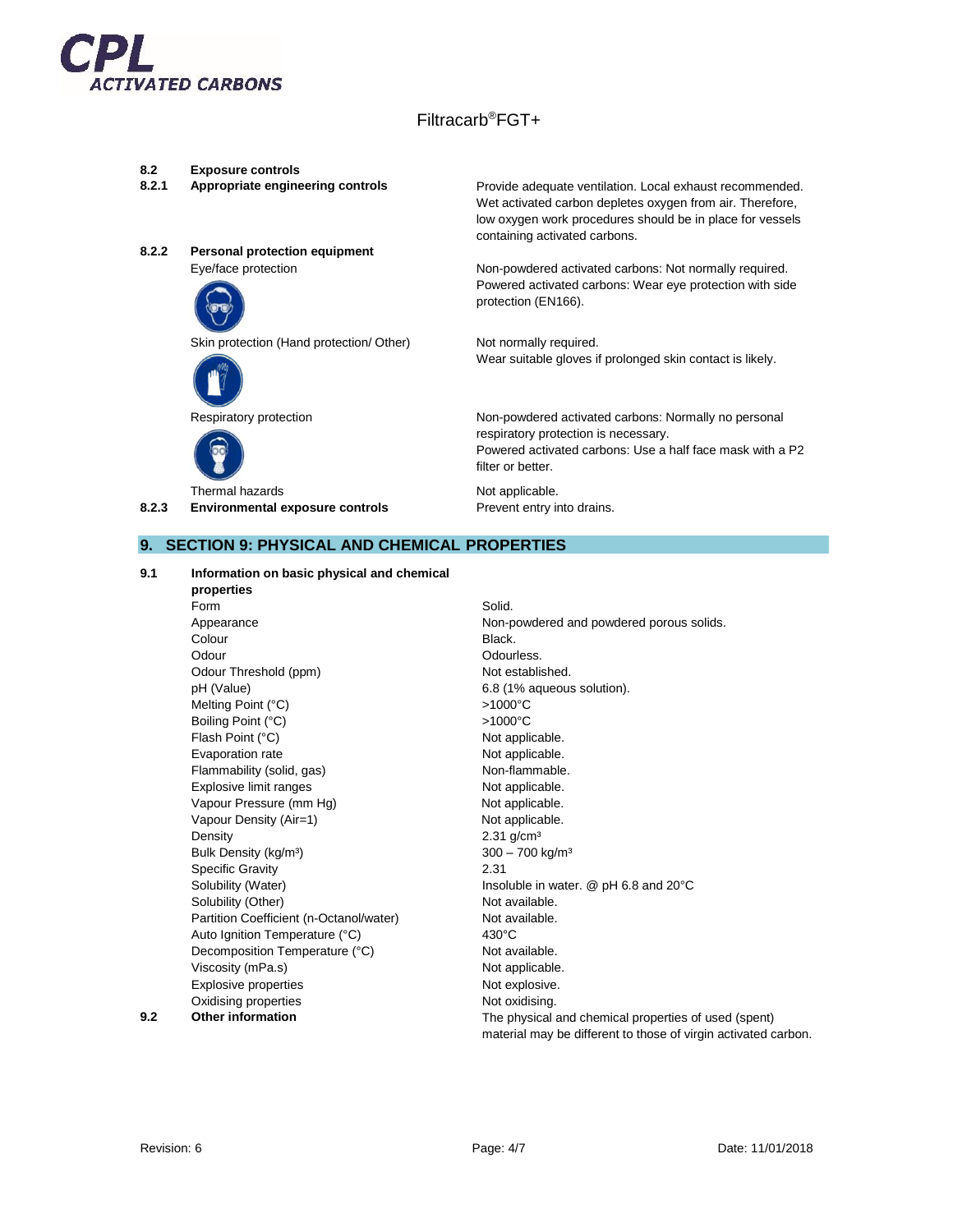**8.2 Exposure controls**

| | | |
|---|---|---|
| **8.2.1** | **Appropriate engineering controls** | Provide adequate ventilation. Local exhaust recommended. Wet activated carbon depletes oxygen from air. Therefore, low oxygen work procedures should be in place for vessels containing activated carbons. |
| **8.2.2** | **Personal protection equipment** | |
| | Eye/face protection | Non-powdered activated carbons: Not normally required. Powered activated carbons: Wear eye protection with side protection (EN166). |
| | Skin protection (Hand protection/ Other) | Not normally required. Wear suitable gloves if prolonged skin contact is likely. |
| | Respiratory protection | Non-powdered activated carbons: Normally no personal respiratory protection is necessary. Powered activated carbons: Use a half face mask with a P2 filter or better. |
| | Thermal hazards | Not applicable. |
| **8.2.3** | **Environmental exposure controls** | Prevent entry into drains. |

## 9. SECTION 9: PHYSICAL AND CHEMICAL PROPERTIES

**9.1 Information on basic physical and chemical properties**

| | |
|---|---|
| Form | Solid. |
| Appearance | Non-powdered and powdered porous solids. |
| Colour | Black. |
| Odour | Odourless. |
| Odour Threshold (ppm) | Not established. |
| pH (Value) | 6.8 (1% aqueous solution). |
| Melting Point (°C) | >1000°C |
| Boiling Point (°C) | >1000°C |
| Flash Point (°C) | Not applicable. |
| Evaporation rate | Not applicable. |
| Flammability (solid, gas) | Non-flammable. |
| Explosive limit ranges | Not applicable. |
| Vapour Pressure (mm Hg) | Not applicable. |
| Vapour Density (Air=1) | Not applicable. |
| Density | 2.31 g/cm³ |
| Bulk Density (kg/m³) | 300 – 700 kg/m³ |
| Specific Gravity | 2.31 |
| Solubility (Water) | Insoluble in water. @ pH 6.8 and 20°C |
| Solubility (Other) | Not available. |
| Partition Coefficient (n-Octanol/water) | Not available. |
| Auto Ignition Temperature (°C) | 430°C |
| Decomposition Temperature (°C) | Not available. |
| Viscosity (mPa.s) | Not applicable. |
| Explosive properties | Not explosive. |
| Oxidising properties | Not oxidising. |

**9.2 Other information**

The physical and chemical properties of used (spent) material may be different to those of virgin activated carbon.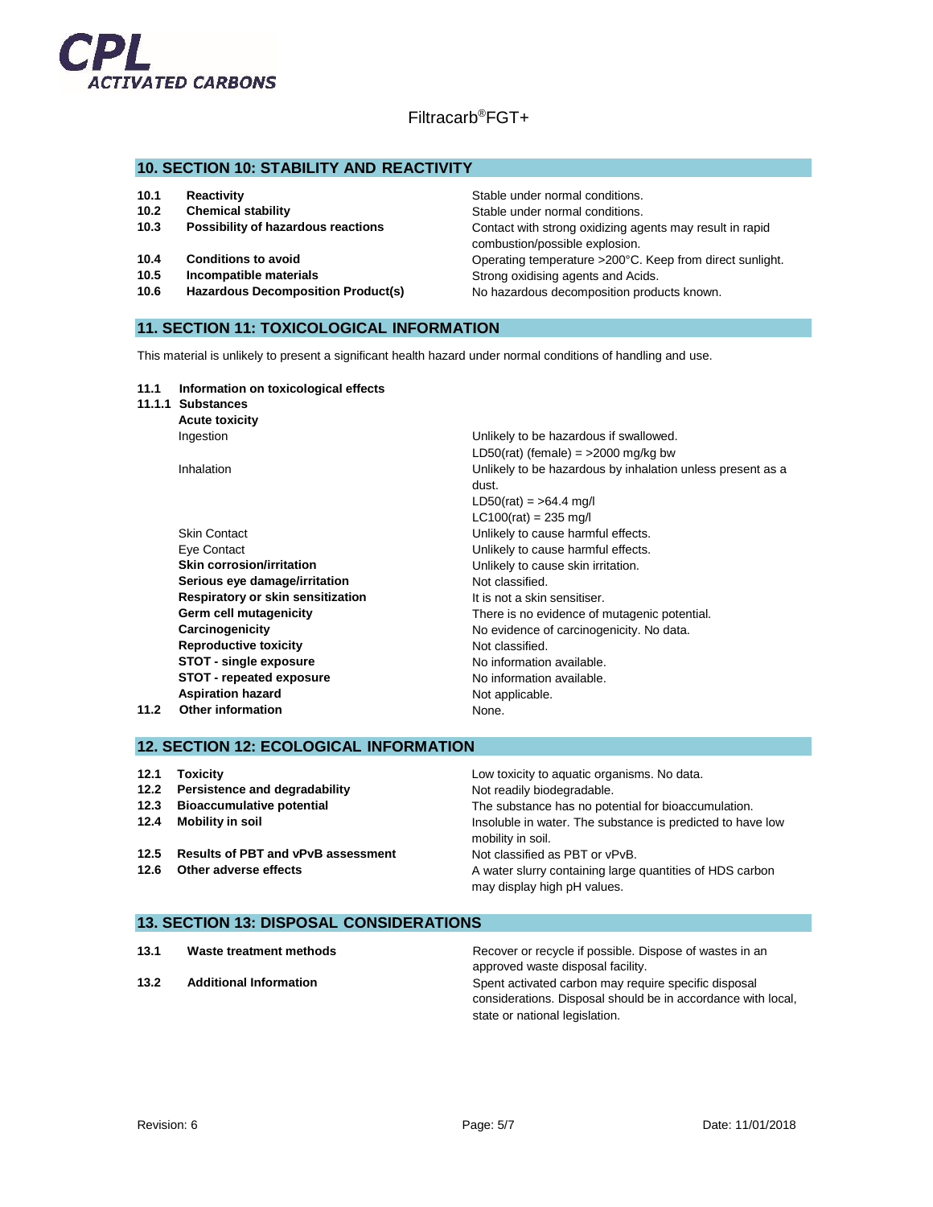## 10. SECTION 10: STABILITY AND REACTIVITY

| | | |
|---|---|---|
| 10.1 | **Reactivity** | Stable under normal conditions. |
| 10.2 | **Chemical stability** | Stable under normal conditions. |
| 10.3 | **Possibility of hazardous reactions** | Contact with strong oxidizing agents may result in rapid combustion/possible explosion. |
| 10.4 | **Conditions to avoid** | Operating temperature >200°C. Keep from direct sunlight. |
| 10.5 | **Incompatible materials** | Strong oxidising agents and Acids. |
| 10.6 | **Hazardous Decomposition Product(s)** | No hazardous decomposition products known. |

## 11. SECTION 11: TOXICOLOGICAL INFORMATION

This material is unlikely to present a significant health hazard under normal conditions of handling and use.

**11.1 Information on toxicological effects**

**11.1.1 Substances**

**Acute toxicity**

| | |
|---|---|
| Ingestion | Unlikely to be hazardous if swallowed.<br>LD50(rat) (female) = >2000 mg/kg bw |
| Inhalation | Unlikely to be hazardous by inhalation unless present as a dust.<br>LD50(rat) = >64.4 mg/l<br>LC100(rat) = 235 mg/l |
| Skin Contact | Unlikely to cause harmful effects. |
| Eye Contact | Unlikely to cause harmful effects. |
| **Skin corrosion/irritation** | Unlikely to cause skin irritation. |
| **Serious eye damage/irritation** | Not classified. |
| **Respiratory or skin sensitization** | It is not a skin sensitiser. |
| **Germ cell mutagenicity** | There is no evidence of mutagenic potential. |
| **Carcinogenicity** | No evidence of carcinogenicity. No data. |
| **Reproductive toxicity** | Not classified. |
| **STOT - single exposure** | No information available. |
| **STOT - repeated exposure** | No information available. |
| **Aspiration hazard** | Not applicable. |

**11.2 Other information** None.

## 12. SECTION 12: ECOLOGICAL INFORMATION

| | | |
|---|---|---|
| 12.1 | **Toxicity** | Low toxicity to aquatic organisms. No data. |
| 12.2 | **Persistence and degradability** | Not readily biodegradable. |
| 12.3 | **Bioaccumulative potential** | The substance has no potential for bioaccumulation. |
| 12.4 | **Mobility in soil** | Insoluble in water. The substance is predicted to have low mobility in soil. |
| 12.5 | **Results of PBT and vPvB assessment** | Not classified as PBT or vPvB. |
| 12.6 | **Other adverse effects** | A water slurry containing large quantities of HDS carbon may display high pH values. |

## 13. SECTION 13: DISPOSAL CONSIDERATIONS

| | | |
|---|---|---|
| 13.1 | **Waste treatment methods** | Recover or recycle if possible. Dispose of wastes in an approved waste disposal facility. |
| 13.2 | **Additional Information** | Spent activated carbon may require specific disposal considerations. Disposal should be in accordance with local, state or national legislation. |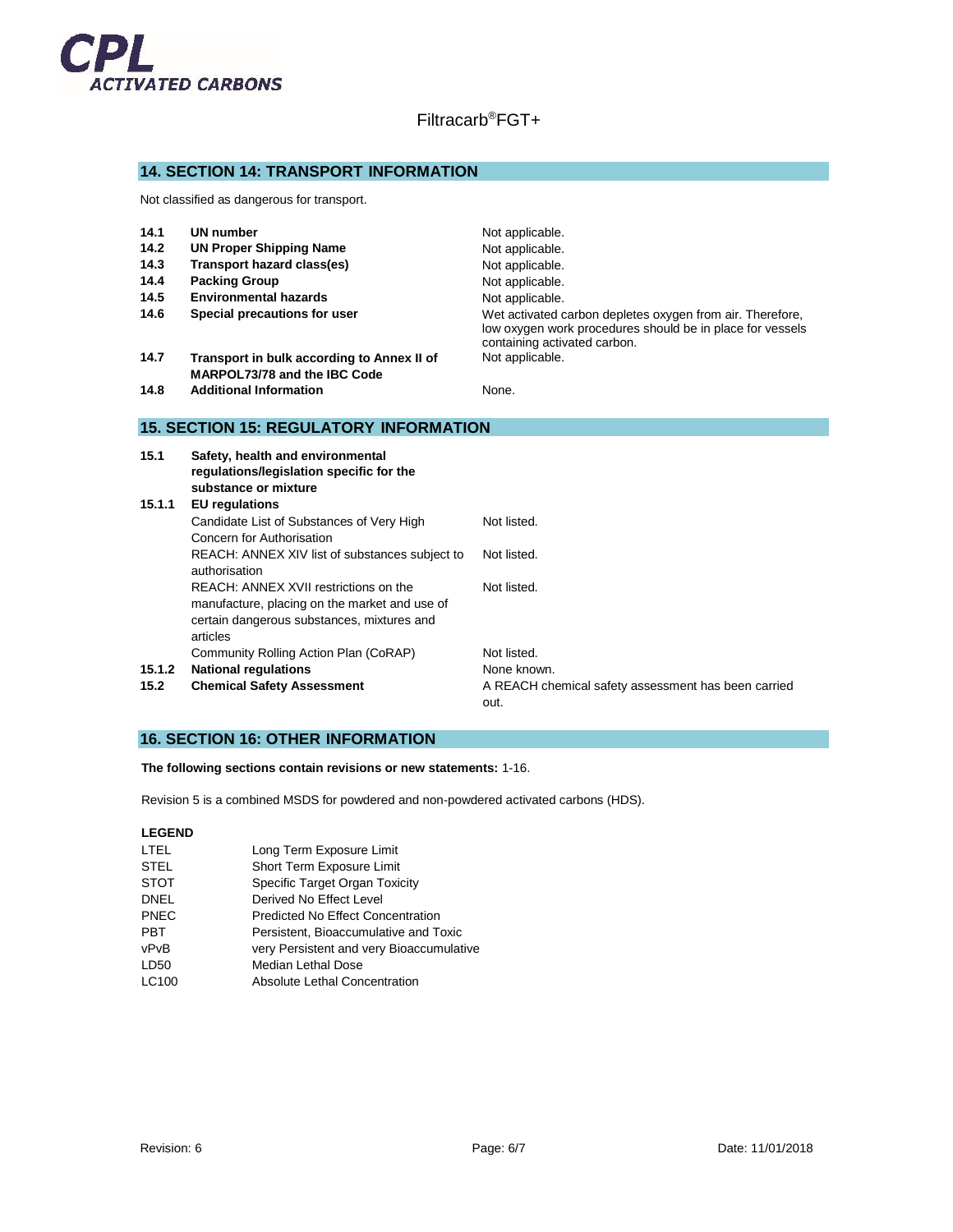## 14. SECTION 14: TRANSPORT INFORMATION

Not classified as dangerous for transport.

| | | |
|---|---|---|
| **14.1** | **UN number** | Not applicable. |
| **14.2** | **UN Proper Shipping Name** | Not applicable. |
| **14.3** | **Transport hazard class(es)** | Not applicable. |
| **14.4** | **Packing Group** | Not applicable. |
| **14.5** | **Environmental hazards** | Not applicable. |
| **14.6** | **Special precautions for user** | Wet activated carbon depletes oxygen from air. Therefore, low oxygen work procedures should be in place for vessels containing activated carbon. |
| **14.7** | **Transport in bulk according to Annex II of MARPOL73/78 and the IBC Code** | Not applicable. |
| **14.8** | **Additional Information** | None. |

## 15. SECTION 15: REGULATORY INFORMATION

| | | |
|---|---|---|
| **15.1** | **Safety, health and environmental regulations/legislation specific for the substance or mixture** | |
| **15.1.1** | **EU regulations** | |
| | Candidate List of Substances of Very High Concern for Authorisation | Not listed. |
| | REACH: ANNEX XIV list of substances subject to authorisation | Not listed. |
| | REACH: ANNEX XVII restrictions on the manufacture, placing on the market and use of certain dangerous substances, mixtures and articles | Not listed. |
| | Community Rolling Action Plan (CoRAP) | Not listed. |
| **15.1.2** | **National regulations** | None known. |
| **15.2** | **Chemical Safety Assessment** | A REACH chemical safety assessment has been carried out. |

## 16. SECTION 16: OTHER INFORMATION

**The following sections contain revisions or new statements:** 1-16.

Revision 5 is a combined MSDS for powdered and non-powdered activated carbons (HDS).

**LEGEND**

| | |
|---|---|
| LTEL | Long Term Exposure Limit |
| STEL | Short Term Exposure Limit |
| STOT | Specific Target Organ Toxicity |
| DNEL | Derived No Effect Level |
| PNEC | Predicted No Effect Concentration |
| PBT | Persistent, Bioaccumulative and Toxic |
| vPvB | very Persistent and very Bioaccumulative |
| LD50 | Median Lethal Dose |
| LC100 | Absolute Lethal Concentration |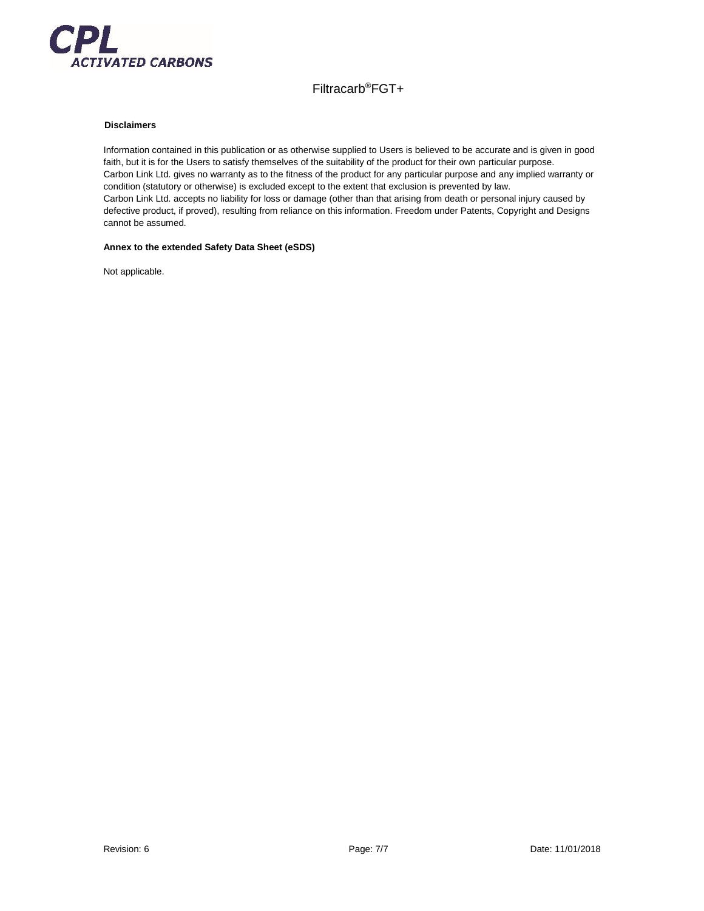### Disclaimers

Information contained in this publication or as otherwise supplied to Users is believed to be accurate and is given in good faith, but it is for the Users to satisfy themselves of the suitability of the product for their own particular purpose.
Carbon Link Ltd. gives no warranty as to the fitness of the product for any particular purpose and any implied warranty or condition (statutory or otherwise) is excluded except to the extent that exclusion is prevented by law.
Carbon Link Ltd. accepts no liability for loss or damage (other than that arising from death or personal injury caused by defective product, if proved), resulting from reliance on this information. Freedom under Patents, Copyright and Designs cannot be assumed.

### Annex to the extended Safety Data Sheet (eSDS)

Not applicable.